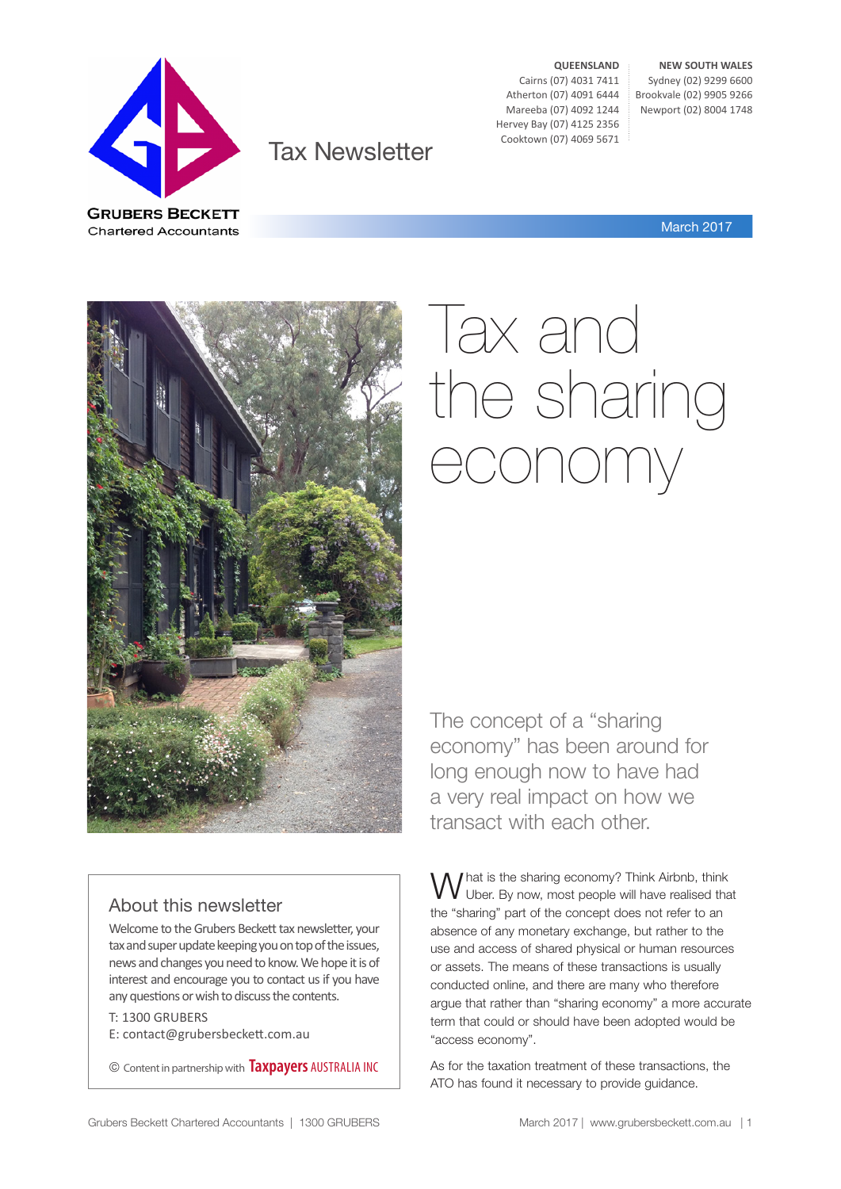GRUBERS BECKETT
Chartered Accountants

# Tax Newsletter

**QUEENSLAND**
Cairns (07) 4031 7411
Atherton (07) 4091 6444
Mareeba (07) 4092 1244
Hervey Bay (07) 4125 2356
Cooktown (07) 4069 5671

**NEW SOUTH WALES**
Sydney (02) 9299 6600
Brookvale (02) 9905 9266
Newport (02) 8004 1748

March 2017

# Tax and the sharing economy

The concept of a "sharing economy" has been around for long enough now to have had a very real impact on how we transact with each other.

What is the sharing economy? Think Airbnb, think Uber. By now, most people will have realised that the "sharing" part of the concept does not refer to an absence of any monetary exchange, but rather to the use and access of shared physical or human resources or assets. The means of these transactions is usually conducted online, and there are many who therefore argue that rather than "sharing economy" a more accurate term that could or should have been adopted would be "access economy".

As for the taxation treatment of these transactions, the ATO has found it necessary to provide guidance.

## About this newsletter

Welcome to the Grubers Beckett tax newsletter, your tax and super update keeping you on top of the issues, news and changes you need to know. We hope it is of interest and encourage you to contact us if you have any questions or wish to discuss the contents.

T: 1300 GRUBERS
E: contact@grubersbeckett.com.au

© Content in partnership with Taxpayers AUSTRALIA INC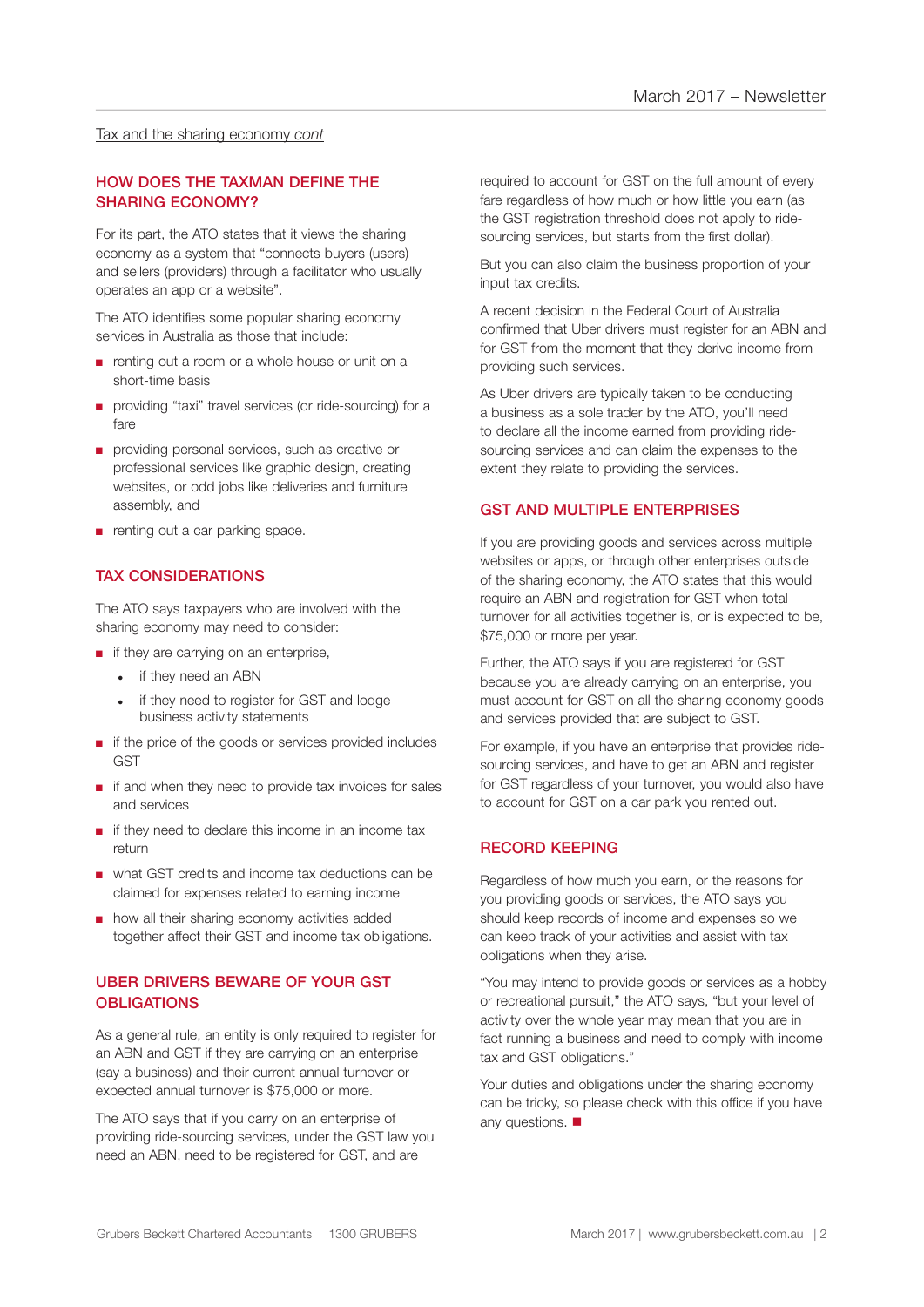Tax and the sharing economy *cont*

## HOW DOES THE TAXMAN DEFINE THE SHARING ECONOMY?

For its part, the ATO states that it views the sharing economy as a system that "connects buyers (users) and sellers (providers) through a facilitator who usually operates an app or a website".

The ATO identifies some popular sharing economy services in Australia as those that include:

- renting out a room or a whole house or unit on a short-time basis
- providing "taxi" travel services (or ride-sourcing) for a fare
- providing personal services, such as creative or professional services like graphic design, creating websites, or odd jobs like deliveries and furniture assembly, and
- renting out a car parking space.

## TAX CONSIDERATIONS

The ATO says taxpayers who are involved with the sharing economy may need to consider:

- if they are carrying on an enterprise,
  - if they need an ABN
  - if they need to register for GST and lodge business activity statements
- if the price of the goods or services provided includes GST
- if and when they need to provide tax invoices for sales and services
- if they need to declare this income in an income tax return
- what GST credits and income tax deductions can be claimed for expenses related to earning income
- how all their sharing economy activities added together affect their GST and income tax obligations.

## UBER DRIVERS BEWARE OF YOUR GST OBLIGATIONS

As a general rule, an entity is only required to register for an ABN and GST if they are carrying on an enterprise (say a business) and their current annual turnover or expected annual turnover is $75,000 or more.

The ATO says that if you carry on an enterprise of providing ride-sourcing services, under the GST law you need an ABN, need to be registered for GST, and are required to account for GST on the full amount of every fare regardless of how much or how little you earn (as the GST registration threshold does not apply to ride-sourcing services, but starts from the first dollar).

But you can also claim the business proportion of your input tax credits.

A recent decision in the Federal Court of Australia confirmed that Uber drivers must register for an ABN and for GST from the moment that they derive income from providing such services.

As Uber drivers are typically taken to be conducting a business as a sole trader by the ATO, you'll need to declare all the income earned from providing ride-sourcing services and can claim the expenses to the extent they relate to providing the services.

## GST AND MULTIPLE ENTERPRISES

If you are providing goods and services across multiple websites or apps, or through other enterprises outside of the sharing economy, the ATO states that this would require an ABN and registration for GST when total turnover for all activities together is, or is expected to be, $75,000 or more per year.

Further, the ATO says if you are registered for GST because you are already carrying on an enterprise, you must account for GST on all the sharing economy goods and services provided that are subject to GST.

For example, if you have an enterprise that provides ride-sourcing services, and have to get an ABN and register for GST regardless of your turnover, you would also have to account for GST on a car park you rented out.

## RECORD KEEPING

Regardless of how much you earn, or the reasons for you providing goods or services, the ATO says you should keep records of income and expenses so we can keep track of your activities and assist with tax obligations when they arise.

"You may intend to provide goods or services as a hobby or recreational pursuit," the ATO says, "but your level of activity over the whole year may mean that you are in fact running a business and need to comply with income tax and GST obligations."

Your duties and obligations under the sharing economy can be tricky, so please check with this office if you have any questions. ■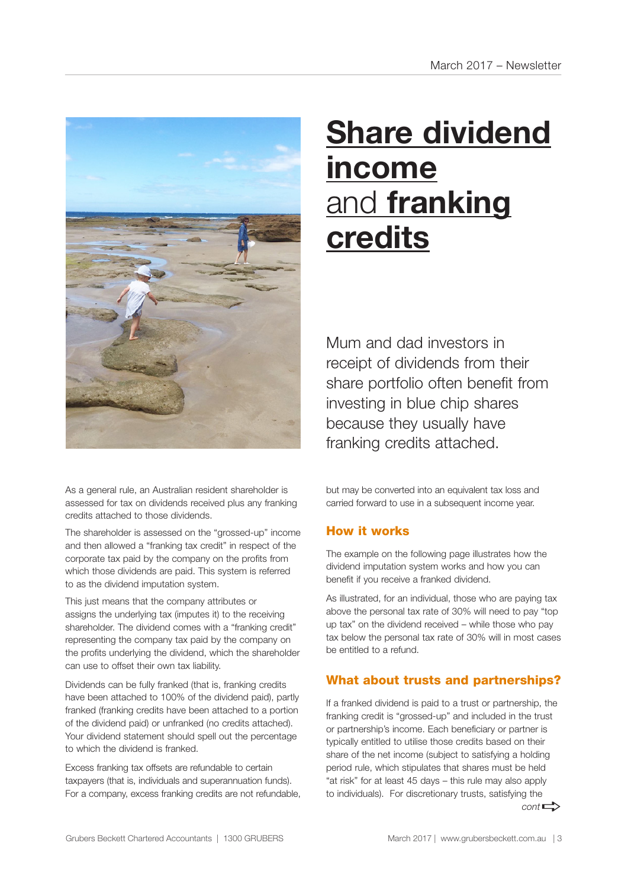# Share dividend income and franking credits

Mum and dad investors in receipt of dividends from their share portfolio often benefit from investing in blue chip shares because they usually have franking credits attached.

As a general rule, an Australian resident shareholder is assessed for tax on dividends received plus any franking credits attached to those dividends.

The shareholder is assessed on the "grossed-up" income and then allowed a "franking tax credit" in respect of the corporate tax paid by the company on the profits from which those dividends are paid. This system is referred to as the dividend imputation system.

This just means that the company attributes or assigns the underlying tax (imputes it) to the receiving shareholder. The dividend comes with a "franking credit" representing the company tax paid by the company on the profits underlying the dividend, which the shareholder can use to offset their own tax liability.

Dividends can be fully franked (that is, franking credits have been attached to 100% of the dividend paid), partly franked (franking credits have been attached to a portion of the dividend paid) or unfranked (no credits attached). Your dividend statement should spell out the percentage to which the dividend is franked.

Excess franking tax offsets are refundable to certain taxpayers (that is, individuals and superannuation funds). For a company, excess franking credits are not refundable, but may be converted into an equivalent tax loss and carried forward to use in a subsequent income year.

## How it works

The example on the following page illustrates how the dividend imputation system works and how you can benefit if you receive a franked dividend.

As illustrated, for an individual, those who are paying tax above the personal tax rate of 30% will need to pay "top up tax" on the dividend received – while those who pay tax below the personal tax rate of 30% will in most cases be entitled to a refund.

## What about trusts and partnerships?

If a franked dividend is paid to a trust or partnership, the franking credit is "grossed-up" and included in the trust or partnership's income. Each beneficiary or partner is typically entitled to utilise those credits based on their share of the net income (subject to satisfying a holding period rule, which stipulates that shares must be held "at risk" for at least 45 days – this rule may also apply to individuals). For discretionary trusts, satisfying the

*cont* ⇨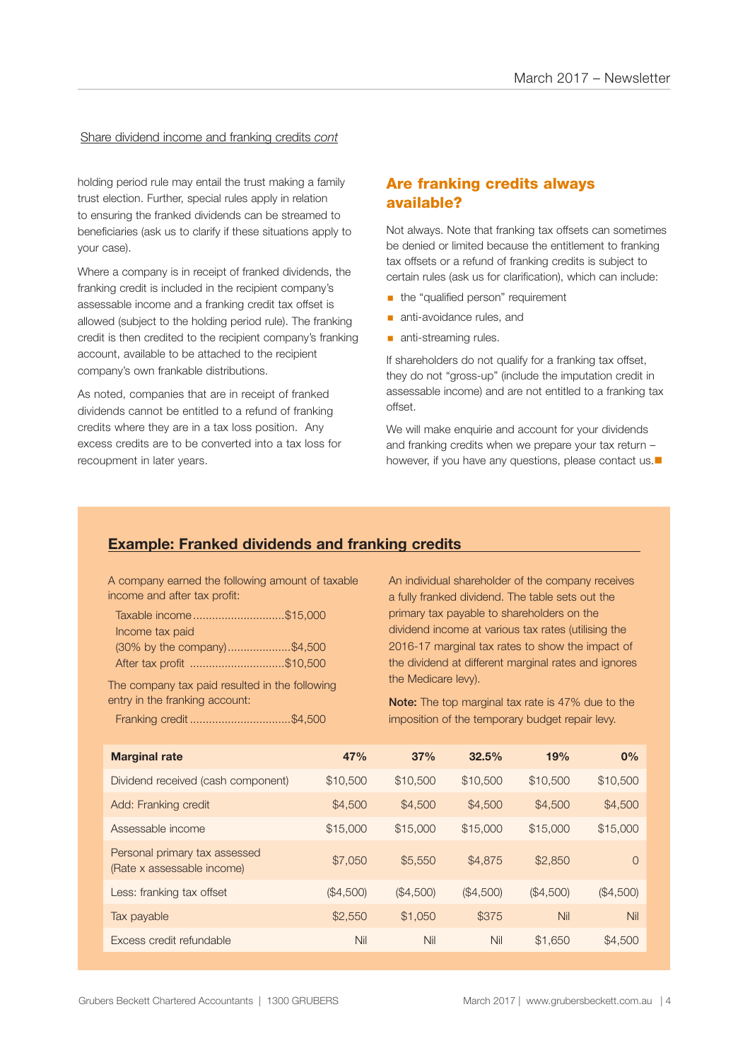Share dividend income and franking credits *cont*

holding period rule may entail the trust making a family trust election. Further, special rules apply in relation to ensuring the franked dividends can be streamed to beneficiaries (ask us to clarify if these situations apply to your case).

Where a company is in receipt of franked dividends, the franking credit is included in the recipient company's assessable income and a franking credit tax offset is allowed (subject to the holding period rule). The franking credit is then credited to the recipient company's franking account, available to be attached to the recipient company's own frankable distributions.

As noted, companies that are in receipt of franked dividends cannot be entitled to a refund of franking credits where they are in a tax loss position. Any excess credits are to be converted into a tax loss for recoupment in later years.

## Are franking credits always available?

Not always. Note that franking tax offsets can sometimes be denied or limited because the entitlement to franking tax offsets or a refund of franking credits is subject to certain rules (ask us for clarification), which can include:

- the "qualified person" requirement
- anti-avoidance rules, and
- anti-streaming rules.

If shareholders do not qualify for a franking tax offset, they do not "gross-up" (include the imputation credit in assessable income) and are not entitled to a franking tax offset.

We will make enquirie and account for your dividends and franking credits when we prepare your tax return – however, if you have any questions, please contact us.

## Example: Franked dividends and franking credits

A company earned the following amount of taxable income and after tax profit:

Taxable income ............................$15,000
Income tax paid
(30% by the company)....................$4,500
After tax profit .............................$10,500

The company tax paid resulted in the following entry in the franking account:

Franking credit ...............................$4,500

An individual shareholder of the company receives a fully franked dividend. The table sets out the primary tax payable to shareholders on the dividend income at various tax rates (utilising the 2016-17 marginal tax rates to show the impact of the dividend at different marginal rates and ignores the Medicare levy).

**Note:** The top marginal tax rate is 47% due to the imposition of the temporary budget repair levy.

| Marginal rate | 47% | 37% | 32.5% | 19% | 0% |
|---|---|---|---|---|---|
| Dividend received (cash component) | $10,500 | $10,500 | $10,500 | $10,500 | $10,500 |
| Add: Franking credit | $4,500 | $4,500 | $4,500 | $4,500 | $4,500 |
| Assessable income | $15,000 | $15,000 | $15,000 | $15,000 | $15,000 |
| Personal primary tax assessed (Rate x assessable income) | $7,050 | $5,550 | $4,875 | $2,850 | 0 |
| Less: franking tax offset | ($4,500) | ($4,500) | ($4,500) | ($4,500) | ($4,500) |
| Tax payable | $2,550 | $1,050 | $375 | Nil | Nil |
| Excess credit refundable | Nil | Nil | Nil | $1,650 | $4,500 |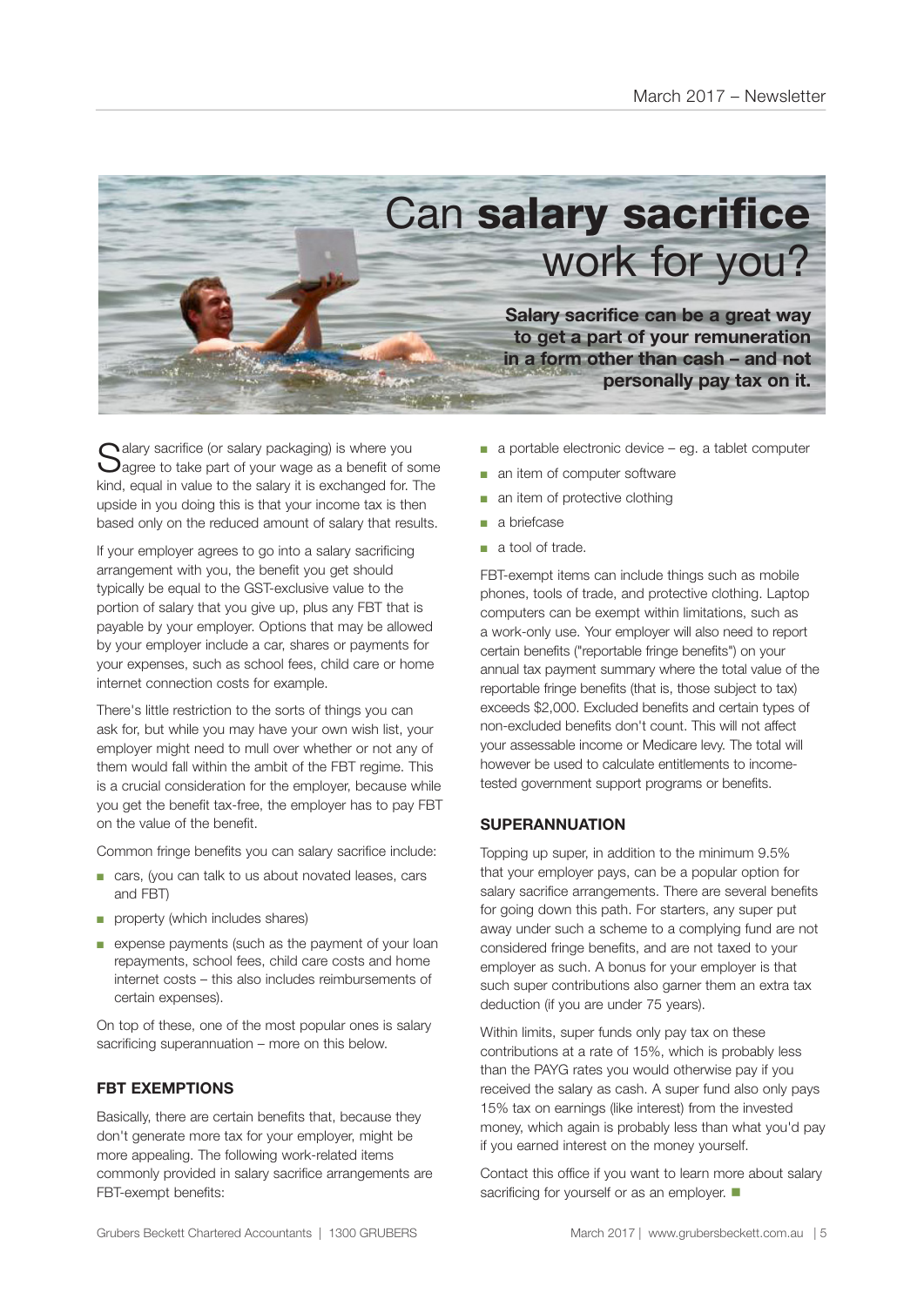# Can **salary sacrifice** work for you?

**Salary sacrifice can be a great way to get a part of your remuneration in a form other than cash – and not personally pay tax on it.**

Salary sacrifice (or salary packaging) is where you agree to take part of your wage as a benefit of some kind, equal in value to the salary it is exchanged for. The upside in you doing this is that your income tax is then based only on the reduced amount of salary that results.

If your employer agrees to go into a salary sacrificing arrangement with you, the benefit you get should typically be equal to the GST-exclusive value to the portion of salary that you give up, plus any FBT that is payable by your employer. Options that may be allowed by your employer include a car, shares or payments for your expenses, such as school fees, child care or home internet connection costs for example.

There's little restriction to the sorts of things you can ask for, but while you may have your own wish list, your employer might need to mull over whether or not any of them would fall within the ambit of the FBT regime. This is a crucial consideration for the employer, because while you get the benefit tax-free, the employer has to pay FBT on the value of the benefit.

Common fringe benefits you can salary sacrifice include:

- cars, (you can talk to us about novated leases, cars and FBT)
- property (which includes shares)
- expense payments (such as the payment of your loan repayments, school fees, child care costs and home internet costs – this also includes reimbursements of certain expenses).

On top of these, one of the most popular ones is salary sacrificing superannuation – more on this below.

## FBT EXEMPTIONS

Basically, there are certain benefits that, because they don't generate more tax for your employer, might be more appealing. The following work-related items commonly provided in salary sacrifice arrangements are FBT-exempt benefits:

- a portable electronic device – eg. a tablet computer
- an item of computer software
- an item of protective clothing
- a briefcase
- a tool of trade.

FBT-exempt items can include things such as mobile phones, tools of trade, and protective clothing. Laptop computers can be exempt within limitations, such as a work-only use. Your employer will also need to report certain benefits ("reportable fringe benefits") on your annual tax payment summary where the total value of the reportable fringe benefits (that is, those subject to tax) exceeds $2,000. Excluded benefits and certain types of non-excluded benefits don't count. This will not affect your assessable income or Medicare levy. The total will however be used to calculate entitlements to income-tested government support programs or benefits.

## SUPERANNUATION

Topping up super, in addition to the minimum 9.5% that your employer pays, can be a popular option for salary sacrifice arrangements. There are several benefits for going down this path. For starters, any super put away under such a scheme to a complying fund are not considered fringe benefits, and are not taxed to your employer as such. A bonus for your employer is that such super contributions also garner them an extra tax deduction (if you are under 75 years).

Within limits, super funds only pay tax on these contributions at a rate of 15%, which is probably less than the PAYG rates you would otherwise pay if you received the salary as cash. A super fund also only pays 15% tax on earnings (like interest) from the invested money, which again is probably less than what you'd pay if you earned interest on the money yourself.

Contact this office if you want to learn more about salary sacrificing for yourself or as an employer. ■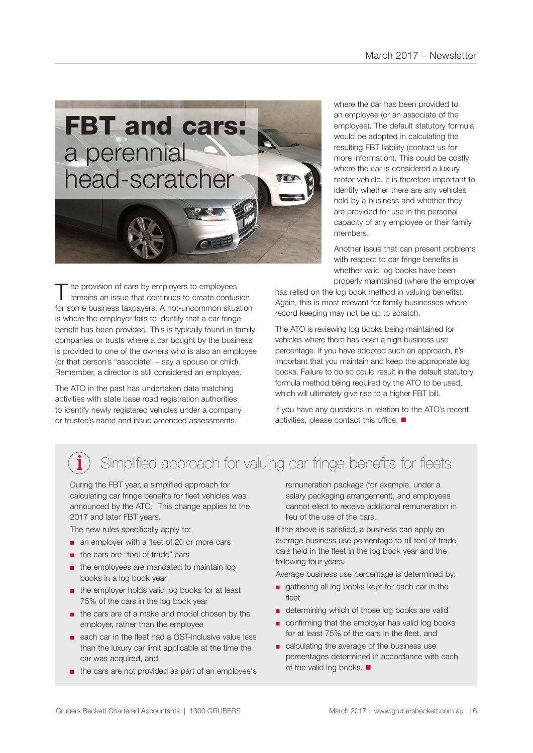# FBT and cars: a perennial head-scratcher

The provision of cars by employers to employees remains an issue that continues to create confusion for some business taxpayers. A not-uncommon situation is where the employer fails to identify that a car fringe benefit has been provided. This is typically found in family companies or trusts where a car bought by the business is provided to one of the owners who is also an employee (or that person's "associate" – say a spouse or child). Remember, a director is still considered an employee.

The ATO in the past has undertaken data matching activities with state base road registration authorities to identify newly registered vehicles under a company or trustee's name and issue amended assessments where the car has been provided to an employee (or an associate of the employee). The default statutory formula would be adopted in calculating the resulting FBT liability (contact us for more information). This could be costly where the car is considered a luxury motor vehicle. It is therefore important to identify whether there are any vehicles held by a business and whether they are provided for use in the personal capacity of any employee or their family members.

Another issue that can present problems with respect to car fringe benefits is whether valid log books have been properly maintained (where the employer has relied on the log book method in valuing benefits). Again, this is most relevant for family businesses where record keeping may not be up to scratch.

The ATO is reviewing log books being maintained for vehicles where there has been a high business use percentage. If you have adopted such an approach, it's important that you maintain and keep the appropriate log books. Failure to do so could result in the default statutory formula method being required by the ATO to be used, which will ultimately give rise to a higher FBT bill.

If you have any questions in relation to the ATO's recent activities, please contact this office. ■

## Simplified approach for valuing car fringe benefits for fleets

During the FBT year, a simplified approach for calculating car fringe benefits for fleet vehicles was announced by the ATO. This change applies to the 2017 and later FBT years.

The new rules specifically apply to:

- an employer with a fleet of 20 or more cars
- the cars are "tool of trade" cars
- the employees are mandated to maintain log books in a log book year
- the employer holds valid log books for at least 75% of the cars in the log book year
- the cars are of a make and model chosen by the employer, rather than the employee
- each car in the fleet had a GST-inclusive value less than the luxury car limit applicable at the time the car was acquired, and
- the cars are not provided as part of an employee's remuneration package (for example, under a salary packaging arrangement), and employees cannot elect to receive additional remuneration in lieu of the use of the cars.

If the above is satisfied, a business can apply an average business use percentage to all tool of trade cars held in the fleet in the log book year and the following four years.

Average business use percentage is determined by:

- gathering all log books kept for each car in the fleet
- determining which of those log books are valid
- confirming that the employer has valid log books for at least 75% of the cars in the fleet, and
- calculating the average of the business use percentages determined in accordance with each of the valid log books. ■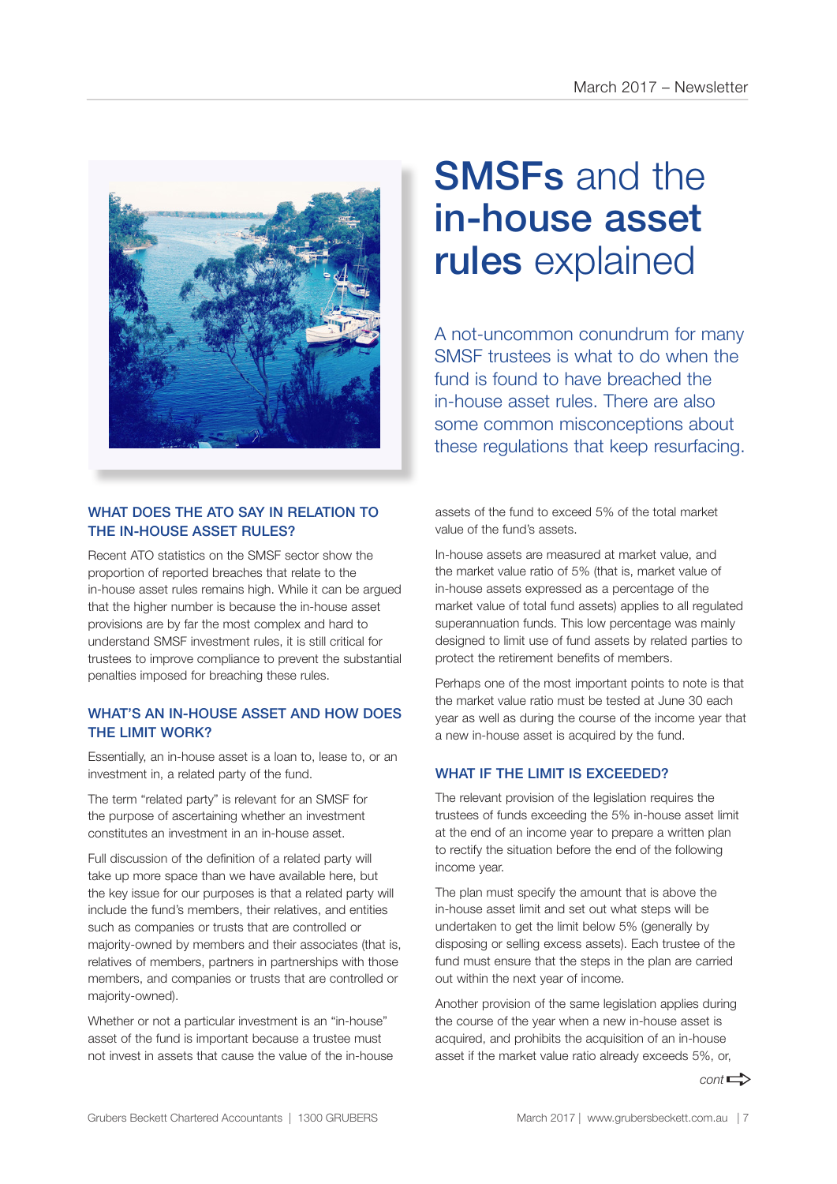# SMSFs and the in-house asset rules explained

A not-uncommon conundrum for many SMSF trustees is what to do when the fund is found to have breached the in-house asset rules. There are also some common misconceptions about these regulations that keep resurfacing.

### WHAT DOES THE ATO SAY IN RELATION TO THE IN-HOUSE ASSET RULES?

Recent ATO statistics on the SMSF sector show the proportion of reported breaches that relate to the in-house asset rules remains high. While it can be argued that the higher number is because the in-house asset provisions are by far the most complex and hard to understand SMSF investment rules, it is still critical for trustees to improve compliance to prevent the substantial penalties imposed for breaching these rules.

### WHAT'S AN IN-HOUSE ASSET AND HOW DOES THE LIMIT WORK?

Essentially, an in-house asset is a loan to, lease to, or an investment in, a related party of the fund.

The term "related party" is relevant for an SMSF for the purpose of ascertaining whether an investment constitutes an investment in an in-house asset.

Full discussion of the definition of a related party will take up more space than we have available here, but the key issue for our purposes is that a related party will include the fund's members, their relatives, and entities such as companies or trusts that are controlled or majority-owned by members and their associates (that is, relatives of members, partners in partnerships with those members, and companies or trusts that are controlled or majority-owned).

Whether or not a particular investment is an "in-house" asset of the fund is important because a trustee must not invest in assets that cause the value of the in-house assets of the fund to exceed 5% of the total market value of the fund's assets.

In-house assets are measured at market value, and the market value ratio of 5% (that is, market value of in-house assets expressed as a percentage of the market value of total fund assets) applies to all regulated superannuation funds. This low percentage was mainly designed to limit use of fund assets by related parties to protect the retirement benefits of members.

Perhaps one of the most important points to note is that the market value ratio must be tested at June 30 each year as well as during the course of the income year that a new in-house asset is acquired by the fund.

### WHAT IF THE LIMIT IS EXCEEDED?

The relevant provision of the legislation requires the trustees of funds exceeding the 5% in-house asset limit at the end of an income year to prepare a written plan to rectify the situation before the end of the following income year.

The plan must specify the amount that is above the in-house asset limit and set out what steps will be undertaken to get the limit below 5% (generally by disposing or selling excess assets). Each trustee of the fund must ensure that the steps in the plan are carried out within the next year of income.

Another provision of the same legislation applies during the course of the year when a new in-house asset is acquired, and prohibits the acquisition of an in-house asset if the market value ratio already exceeds 5%, or,

*cont*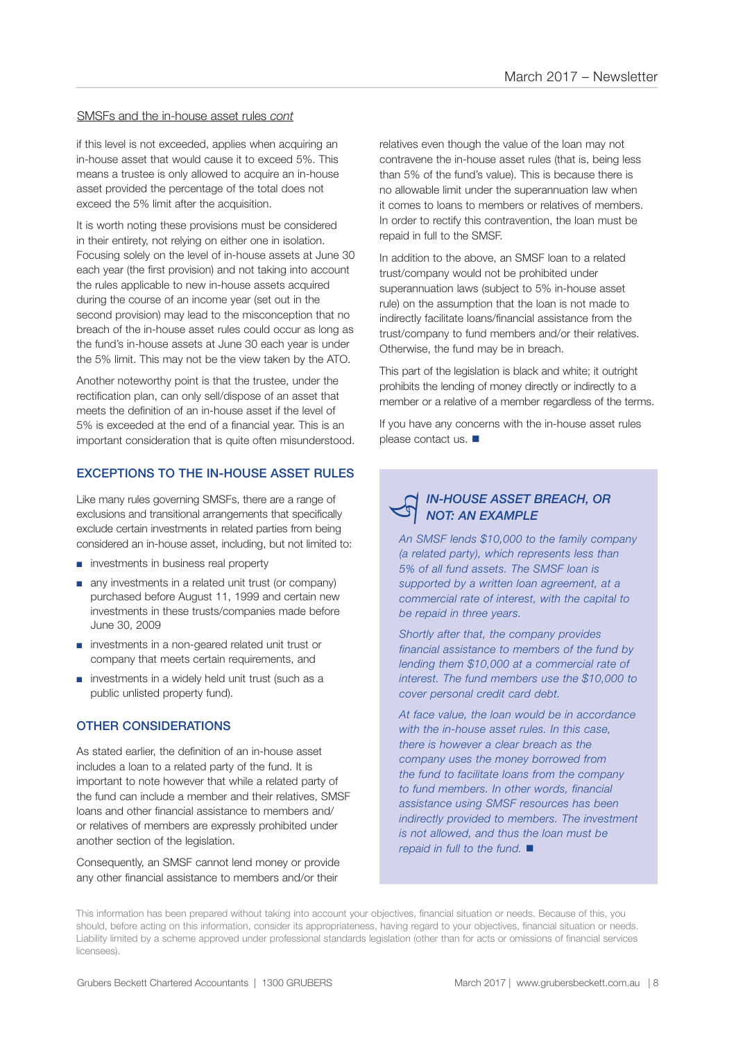SMSFs and the in-house asset rules *cont*

if this level is not exceeded, applies when acquiring an in-house asset that would cause it to exceed 5%. This means a trustee is only allowed to acquire an in-house asset provided the percentage of the total does not exceed the 5% limit after the acquisition.

It is worth noting these provisions must be considered in their entirety, not relying on either one in isolation. Focusing solely on the level of in-house assets at June 30 each year (the first provision) and not taking into account the rules applicable to new in-house assets acquired during the course of an income year (set out in the second provision) may lead to the misconception that no breach of the in-house asset rules could occur as long as the fund's in-house assets at June 30 each year is under the 5% limit. This may not be the view taken by the ATO.

Another noteworthy point is that the trustee, under the rectification plan, can only sell/dispose of an asset that meets the definition of an in-house asset if the level of 5% is exceeded at the end of a financial year. This is an important consideration that is quite often misunderstood.

## EXCEPTIONS TO THE IN-HOUSE ASSET RULES

Like many rules governing SMSFs, there are a range of exclusions and transitional arrangements that specifically exclude certain investments in related parties from being considered an in-house asset, including, but not limited to:

- investments in business real property
- any investments in a related unit trust (or company) purchased before August 11, 1999 and certain new investments in these trusts/companies made before June 30, 2009
- investments in a non-geared related unit trust or company that meets certain requirements, and
- investments in a widely held unit trust (such as a public unlisted property fund).

## OTHER CONSIDERATIONS

As stated earlier, the definition of an in-house asset includes a loan to a related party of the fund. It is important to note however that while a related party of the fund can include a member and their relatives, SMSF loans and other financial assistance to members and/or relatives of members are expressly prohibited under another section of the legislation.

Consequently, an SMSF cannot lend money or provide any other financial assistance to members and/or their relatives even though the value of the loan may not contravene the in-house asset rules (that is, being less than 5% of the fund's value). This is because there is no allowable limit under the superannuation law when it comes to loans to members or relatives of members. In order to rectify this contravention, the loan must be repaid in full to the SMSF.

In addition to the above, an SMSF loan to a related trust/company would not be prohibited under superannuation laws (subject to 5% in-house asset rule) on the assumption that the loan is not made to indirectly facilitate loans/financial assistance from the trust/company to fund members and/or their relatives. Otherwise, the fund may be in breach.

This part of the legislation is black and white; it outright prohibits the lending of money directly or indirectly to a member or a relative of a member regardless of the terms.

If you have any concerns with the in-house asset rules please contact us. ■

### *IN-HOUSE ASSET BREACH, OR NOT: AN EXAMPLE*

*An SMSF lends $10,000 to the family company (a related party), which represents less than 5% of all fund assets. The SMSF loan is supported by a written loan agreement, at a commercial rate of interest, with the capital to be repaid in three years.*

*Shortly after that, the company provides financial assistance to members of the fund by lending them $10,000 at a commercial rate of interest. The fund members use the $10,000 to cover personal credit card debt.*

*At face value, the loan would be in accordance with the in-house asset rules. In this case, there is however a clear breach as the company uses the money borrowed from the fund to facilitate loans from the company to fund members. In other words, financial assistance using SMSF resources has been indirectly provided to members. The investment is not allowed, and thus the loan must be repaid in full to the fund.* ■

This information has been prepared without taking into account your objectives, financial situation or needs. Because of this, you should, before acting on this information, consider its appropriateness, having regard to your objectives, financial situation or needs. Liability limited by a scheme approved under professional standards legislation (other than for acts or omissions of financial services licensees).